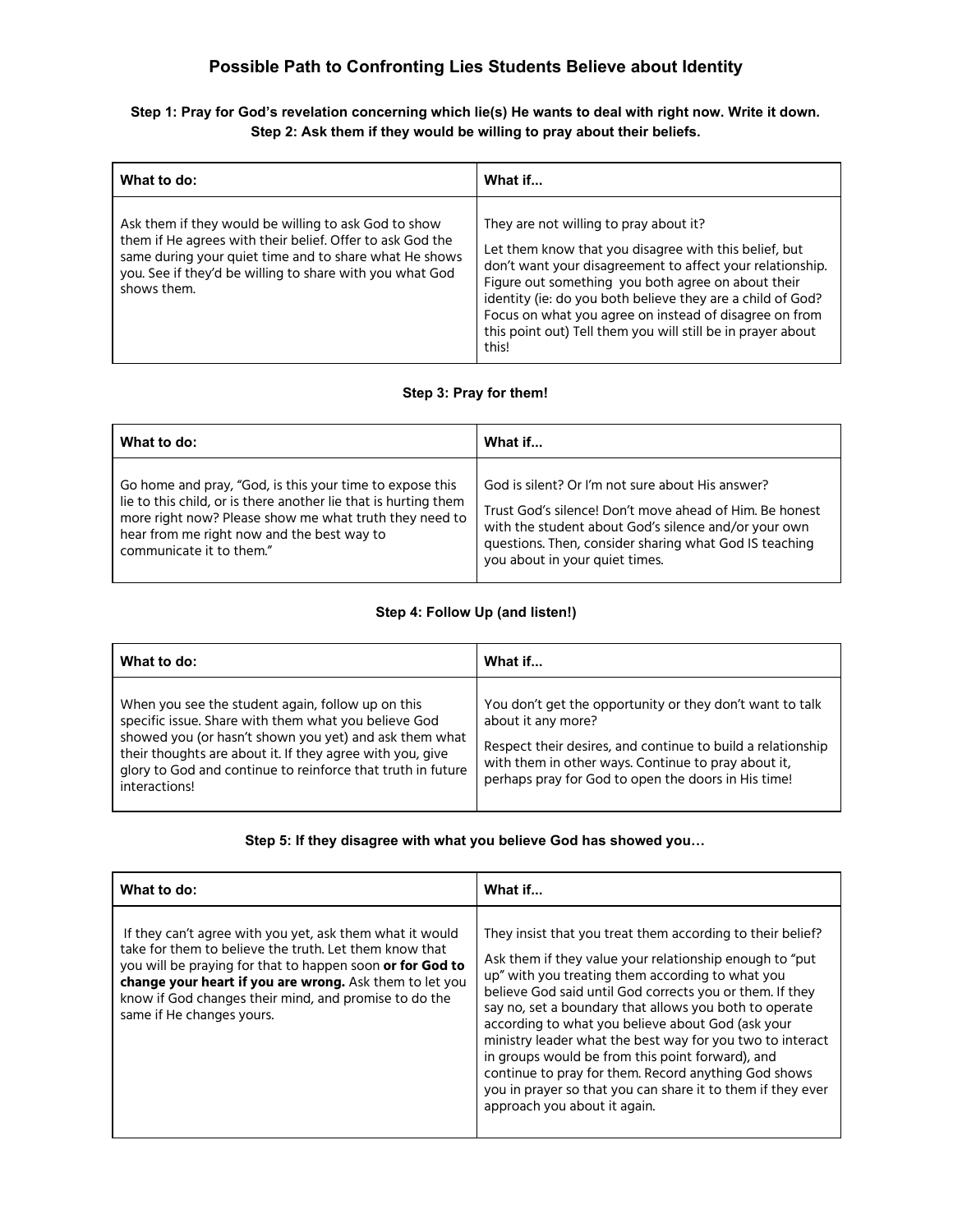# Possible Path to Confronting Lies Students Believe about Identity

**Step 1: Pray for God's revelation concerning which lie(s) He wants to deal with right now. Write it down.**
**Step 2: Ask them if they would be willing to pray about their beliefs.**

| What to do: | What if... |
| --- | --- |
| Ask them if they would be willing to ask God to show them if He agrees with their belief. Offer to ask God the same during your quiet time and to share what He shows you. See if they'd be willing to share with you what God shows them. | They are not willing to pray about it?<br><br>Let them know that you disagree with this belief, but don't want your disagreement to affect your relationship. Figure out something you both agree on about their identity (ie: do you both believe they are a child of God? Focus on what you agree on instead of disagree on from this point out) Tell them you will still be in prayer about this! |

**Step 3: Pray for them!**

| What to do: | What if... |
| --- | --- |
| Go home and pray, "God, is this your time to expose this lie to this child, or is there another lie that is hurting them more right now? Please show me what truth they need to hear from me right now and the best way to communicate it to them." | God is silent? Or I'm not sure about His answer?<br><br>Trust God's silence! Don't move ahead of Him. Be honest with the student about God's silence and/or your own questions. Then, consider sharing what God IS teaching you about in your quiet times. |

**Step 4: Follow Up (and listen!)**

| What to do: | What if... |
| --- | --- |
| When you see the student again, follow up on this specific issue. Share with them what you believe God showed you (or hasn't shown you yet) and ask them what their thoughts are about it. If they agree with you, give glory to God and continue to reinforce that truth in future interactions! | You don't get the opportunity or they don't want to talk about it any more?<br><br>Respect their desires, and continue to build a relationship with them in other ways. Continue to pray about it, perhaps pray for God to open the doors in His time! |

**Step 5: If they disagree with what you believe God has showed you…**

| What to do: | What if... |
| --- | --- |
| If they can't agree with you yet, ask them what it would take for them to believe the truth. Let them know that you will be praying for that to happen soon **or for God to change your heart if you are wrong.** Ask them to let you know if God changes their mind, and promise to do the same if He changes yours. | They insist that you treat them according to their belief?<br><br>Ask them if they value your relationship enough to "put up" with you treating them according to what you believe God said until God corrects you or them. If they say no, set a boundary that allows you both to operate according to what you believe about God (ask your ministry leader what the best way for you two to interact in groups would be from this point forward), and continue to pray for them. Record anything God shows you in prayer so that you can share it to them if they ever approach you about it again. |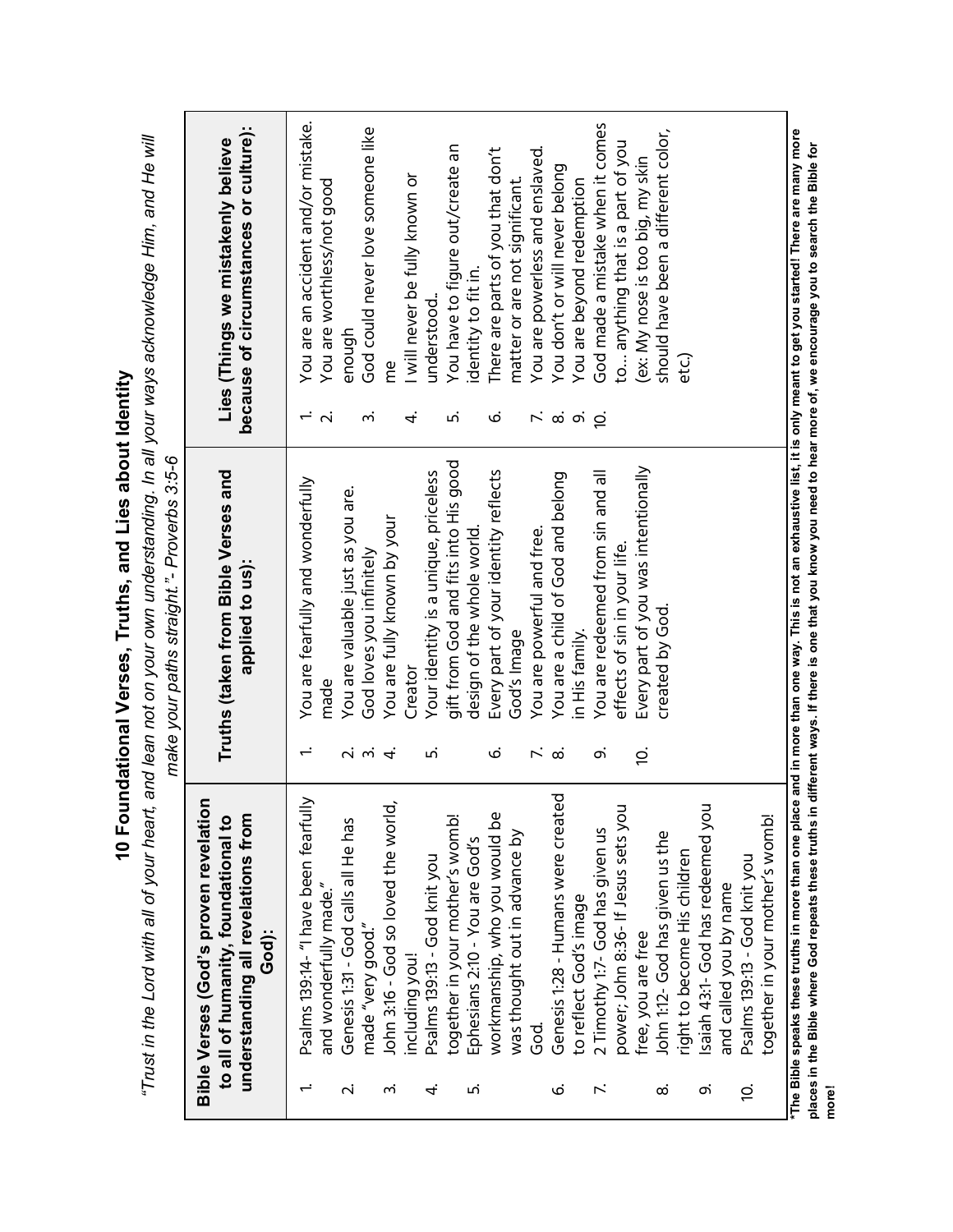# 10 Foundational Verses, Truths, and Lies about Identity

*"Trust in the Lord with all of your heart, and lean not on your own understanding. In all your ways acknowledge Him, and He will make your paths straight." - Proverbs 3:5-6*

| Bible Verses (God's proven revelation to all of humanity, foundational to understanding all revelations from God): | Truths (taken from Bible Verses and applied to us): | Lies (Things we mistakenly believe because of circumstances or culture): |
|---|---|---|
| 1. Psalms 139:14- "I have been fearfully and wonderfully made." | 1. You are fearfully and wonderfully made | 1. You are an accident and/or mistake. |
| 2. Genesis 1:31 - God calls all He has made "very good." | 2. You are valuable just as you are. | 2. You are worthless/not good enough |
| 3. John 3:16 - God so loved the world, including you! | 3. God loves you infinitely | 3. God could never love someone like me |
| 4. Psalms 139:13 - God knit you together in your mother's womb! | 4. You are fully known by your Creator | 4. I will never be fully known or understood. |
| 5. Ephesians 2:10 - You are God's workmanship, who you would be was thought out in advance by God. | 5. Your identity is a unique, priceless gift from God and fits into His good design of the whole world. | 5. You have to figure out/create an identity to fit in. |
| 6. Genesis 1:28 - Humans were created to reflect God's image | 6. Every part of your identity reflects God's Image | 6. There are parts of you that don't matter or are not significant. |
| 7. 2 Timothy 1:7- God has given us power; John 8:36- If Jesus sets you free, you are free | 7. You are powerful and free. | 7. You are powerless and enslaved. |
| 8. John 1:12- God has given us the right to become His children | 8. You are a child of God and belong in His family. | 8. You don't or will never belong |
| 9. Isaiah 43:1- God has redeemed you and called you by name | 9. You are redeemed from sin and all effects of sin in your life. | 9. You are beyond redemption |
| 10. Psalms 139:13 - God knit you together in your mother's womb! | 10. Every part of you was intentionally created by God. | 10. God made a mistake when it comes to… anything that is a part of you (ex: My nose is too big, my skin should have been a different color, etc.) |

**\*The Bible speaks these truths in more than one place and in more than one way. This is not an exhaustive list, it is only meant to get you started! There are many more places in the Bible where God repeats these truths in different ways. If there is one that you know you need to hear more of, we encourage you to search the Bible for more!**